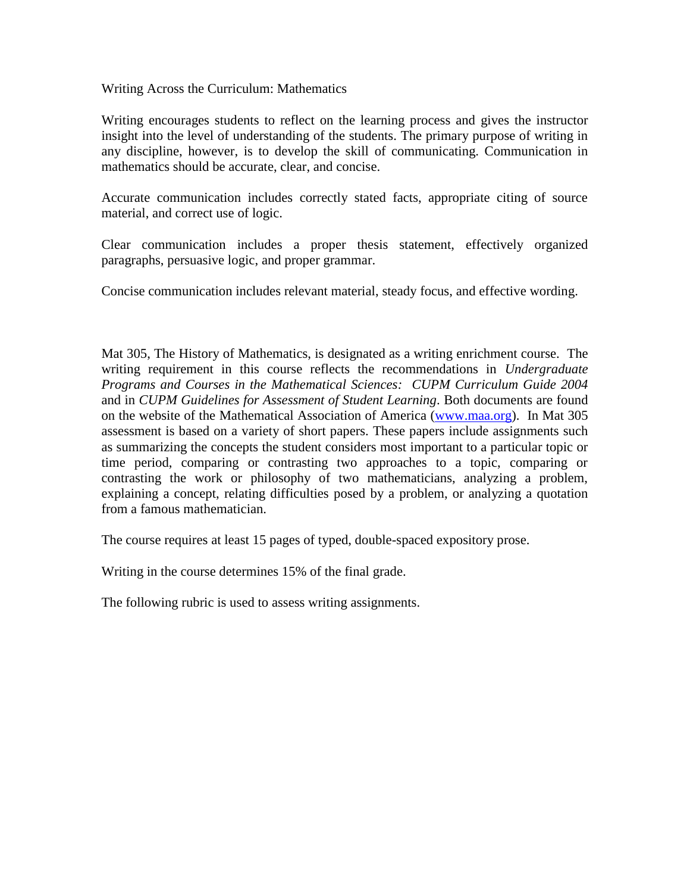# Writing Across the Curriculum: Mathematics

Writing encourages students to reflect on the learning process and gives the instructor insight into the level of understanding of the students. The primary purpose of writing in any discipline, however, is to develop the skill of communicating. Communication in mathematics should be accurate, clear, and concise.

Accurate communication includes correctly stated facts, appropriate citing of source material, and correct use of logic.

Clear communication includes a proper thesis statement, effectively organized paragraphs, persuasive logic, and proper grammar.

Concise communication includes relevant material, steady focus, and effective wording.

Mat 305, The History of Mathematics, is designated as a writing enrichment course. The writing requirement in this course reflects the recommendations in *Undergraduate Programs and Courses in the Mathematical Sciences: CUPM Curriculum Guide 2004* and in *CUPM Guidelines for Assessment of Student Learning*. Both documents are found on the website of the Mathematical Association of America ([www.maa.org](http://www.maa.org)). In Mat 305 assessment is based on a variety of short papers. These papers include assignments such as summarizing the concepts the student considers most important to a particular topic or time period, comparing or contrasting two approaches to a topic, comparing or contrasting the work or philosophy of two mathematicians, analyzing a problem, explaining a concept, relating difficulties posed by a problem, or analyzing a quotation from a famous mathematician.

The course requires at least 15 pages of typed, double-spaced expository prose.

Writing in the course determines 15% of the final grade.

The following rubric is used to assess writing assignments.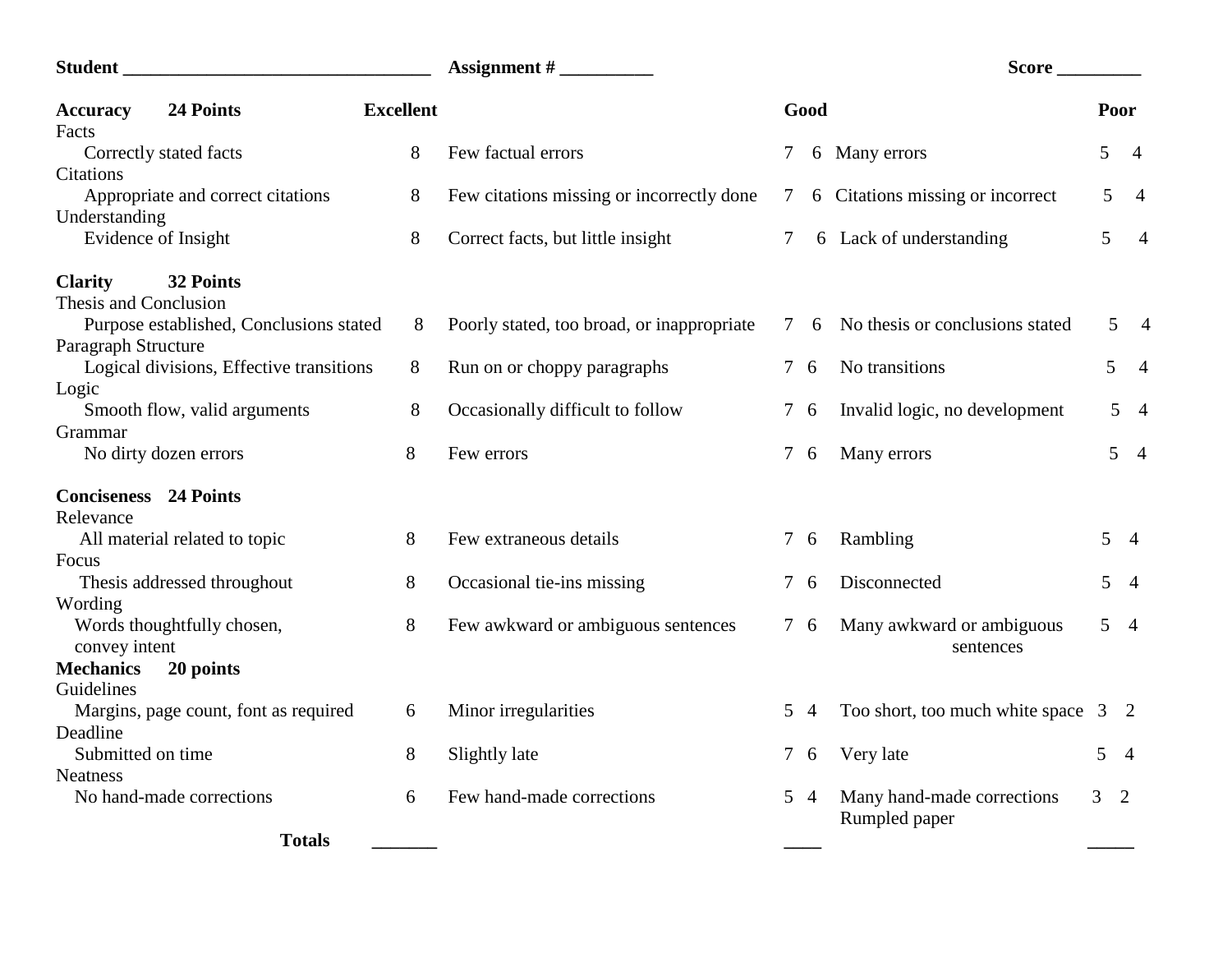**Student** ________________________________ **Assignment #** __________ **Score** _________

| | | | | | |
|---|---|---|---|---|---|
| **Accuracy 24 Points** | **Excellent** | | **Good** | | **Poor** |
| Facts | | | | | |
| Correctly stated facts | 8 | Few factual errors | 7 6 | Many errors | 5 4 |
| Citations | | | | | |
| Appropriate and correct citations | 8 | Few citations missing or incorrectly done | 7 6 | Citations missing or incorrect | 5 4 |
| Understanding | | | | | |
| Evidence of Insight | 8 | Correct facts, but little insight | 7 6 | Lack of understanding | 5 4 |
| **Clarity 32 Points** | | | | | |
| Thesis and Conclusion | | | | | |
| Purpose established, Conclusions stated | 8 | Poorly stated, too broad, or inappropriate | 7 6 | No thesis or conclusions stated | 5 4 |
| Paragraph Structure | | | | | |
| Logical divisions, Effective transitions | 8 | Run on or choppy paragraphs | 7 6 | No transitions | 5 4 |
| Logic | | | | | |
| Smooth flow, valid arguments | 8 | Occasionally difficult to follow | 7 6 | Invalid logic, no development | 5 4 |
| Grammar | | | | | |
| No dirty dozen errors | 8 | Few errors | 7 6 | Many errors | 5 4 |
| **Conciseness 24 Points** | | | | | |
| Relevance | | | | | |
| All material related to topic | 8 | Few extraneous details | 7 6 | Rambling | 5 4 |
| Focus | | | | | |
| Thesis addressed throughout | 8 | Occasional tie-ins missing | 7 6 | Disconnected | 5 4 |
| Wording | | | | | |
| Words thoughtfully chosen, convey intent | 8 | Few awkward or ambiguous sentences | 7 6 | Many awkward or ambiguous sentences | 5 4 |
| **Mechanics 20 points** | | | | | |
| Guidelines | | | | | |
| Margins, page count, font as required | 6 | Minor irregularities | 5 4 | Too short, too much white space | 3 2 |
| Deadline | | | | | |
| Submitted on time | 8 | Slightly late | 7 6 | Very late | 5 4 |
| Neatness | | | | | |
| No hand-made corrections | 6 | Few hand-made corrections | 5 4 | Many hand-made corrections Rumpled paper | 3 2 |
| **Totals** | _______ | | ____ | | _____ |